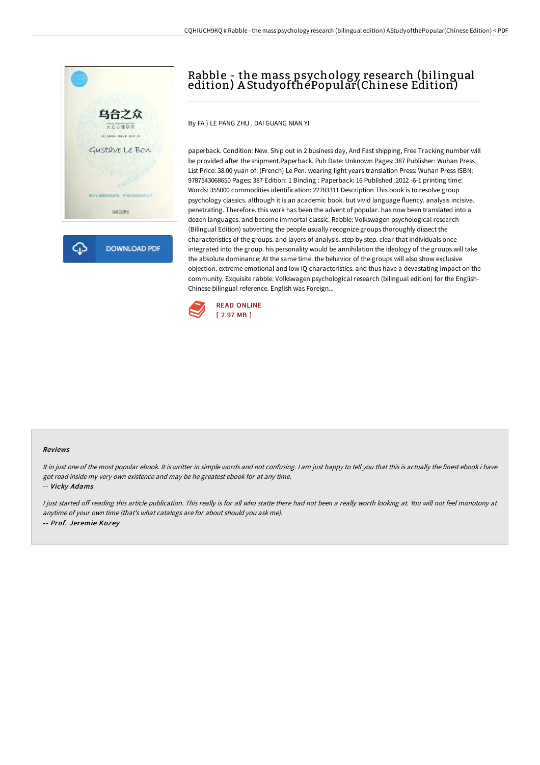# Rabble - the mass psychology research (bilingual edition) A StudyofthePopular(Chinese Edition)

By FA ) LE PANG ZHU . DAI GUANG NIAN YI

paperback. Condition: New. Ship out in 2 business day, And Fast shipping, Free Tracking number will be provided after the shipment.Paperback. Pub Date: Unknown Pages: 387 Publisher: Wuhan Press List Price: 38.00 yuan of: (French) Le Pen. wearing light years translation Press: Wuhan Press ISBN: 9787543068650 Pages: 387 Edition: 1 Binding : Paperback: 16 Published :2012 -6-1 printing time: Words: 355000 commodities identification: 22783311 Description This book is to resolve group psychology classics. although it is an academic book. but vivid language fluency. analysis incisive. penetrating. Therefore. this work has been the advent of popular. has now been translated into a dozen languages. and become immortal classic. Rabble: Volkswagen psychological research (Bilingual Edition) subverting the people usually recognize groups thoroughly dissect the characteristics of the groups. and layers of analysis. step by step. clear that individuals once integrated into the group. his personality would be annihilation the ideology of the groups will take the absolute dominance; At the same time. the behavior of the groups will also show exclusive objection. extreme emotional and low IQ characteristics. and thus have a devastating impact on the community. Exquisite rabble: Volkswagen psychological research (bilingual edition) for the English-Chinese bilingual reference. English was Foreign...

READ ONLINE
[ 2.97 MB ]

#### Reviews

*It in just one of the most popular ebook. It is writter in simple words and not confusing. I am just happy to tell you that this is actually the finest ebook i have got read inside my very own existence and may be he greatest ebook for at any time.*

-- ***Vicky Adams***

*I just started off reading this article publication. This really is for all who statte there had not been a really worth looking at. You will not feel monotony at anytime of your own time (that's what catalogs are for about should you ask me).*

-- ***Prof. Jeremie Kozey***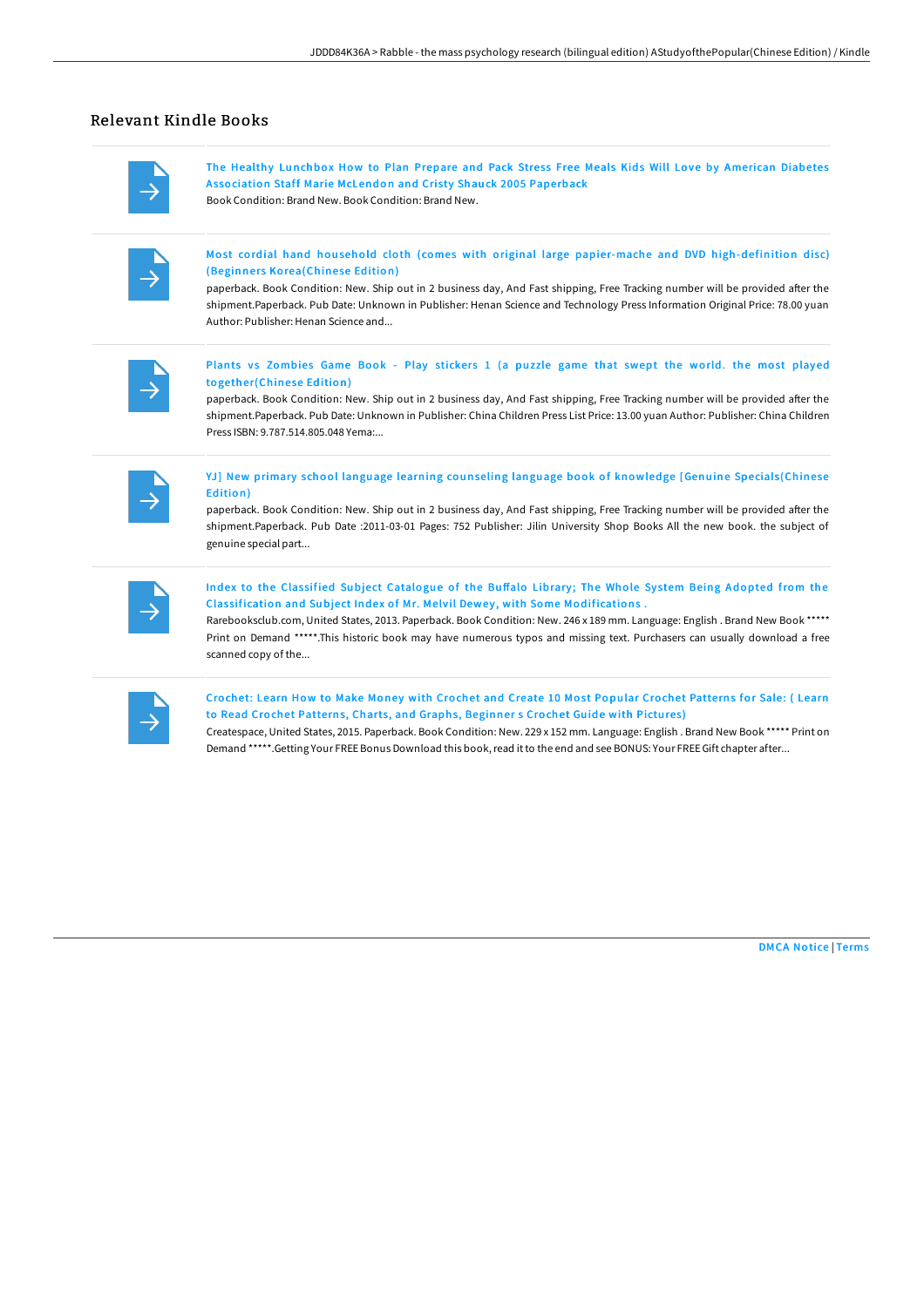## Relevant Kindle Books

[The Healthy Lunchbox How to Plan Prepare and Pack Stress Free Meals Kids Will Love by American Diabetes Association Staff Marie McLendon and Cristy Shauck 2005 Paperback]

Book Condition: Brand New. Book Condition: Brand New.

[Most cordial hand household cloth (comes with original large papier-mache and DVD high-definition disc) (Beginners Korea(Chinese Edition)]

paperback. Book Condition: New. Ship out in 2 business day, And Fast shipping, Free Tracking number will be provided after the shipment.Paperback. Pub Date: Unknown in Publisher: Henan Science and Technology Press Information Original Price: 78.00 yuan Author: Publisher: Henan Science and...

[Plants vs Zombies Game Book - Play stickers 1 (a puzzle game that swept the world. the most played together(Chinese Edition)]

paperback. Book Condition: New. Ship out in 2 business day, And Fast shipping, Free Tracking number will be provided after the shipment.Paperback. Pub Date: Unknown in Publisher: China Children Press List Price: 13.00 yuan Author: Publisher: China Children Press ISBN: 9.787.514.805.048 Yema:...

[YJ] New primary school language learning counseling language book of knowledge [Genuine Specials(Chinese Edition)]

paperback. Book Condition: New. Ship out in 2 business day, And Fast shipping, Free Tracking number will be provided after the shipment.Paperback. Pub Date :2011-03-01 Pages: 752 Publisher: Jilin University Shop Books All the new book. the subject of genuine special part...

[Index to the Classified Subject Catalogue of the Buffalo Library; The Whole System Being Adopted from the Classification and Subject Index of Mr. Melvil Dewey, with Some Modifications .]

Rarebooksclub.com, United States, 2013. Paperback. Book Condition: New. 246 x 189 mm. Language: English . Brand New Book ***** Print on Demand *****.This historic book may have numerous typos and missing text. Purchasers can usually download a free scanned copy of the...

[Crochet: Learn How to Make Money with Crochet and Create 10 Most Popular Crochet Patterns for Sale: ( Learn to Read Crochet Patterns, Charts, and Graphs, Beginner s Crochet Guide with Pictures)]

Createspace, United States, 2015. Paperback. Book Condition: New. 229 x 152 mm. Language: English . Brand New Book ***** Print on Demand *****.Getting Your FREE Bonus Download this book, read it to the end and see BONUS: Your FREE Gift chapter after...

DMCA Notice | Terms